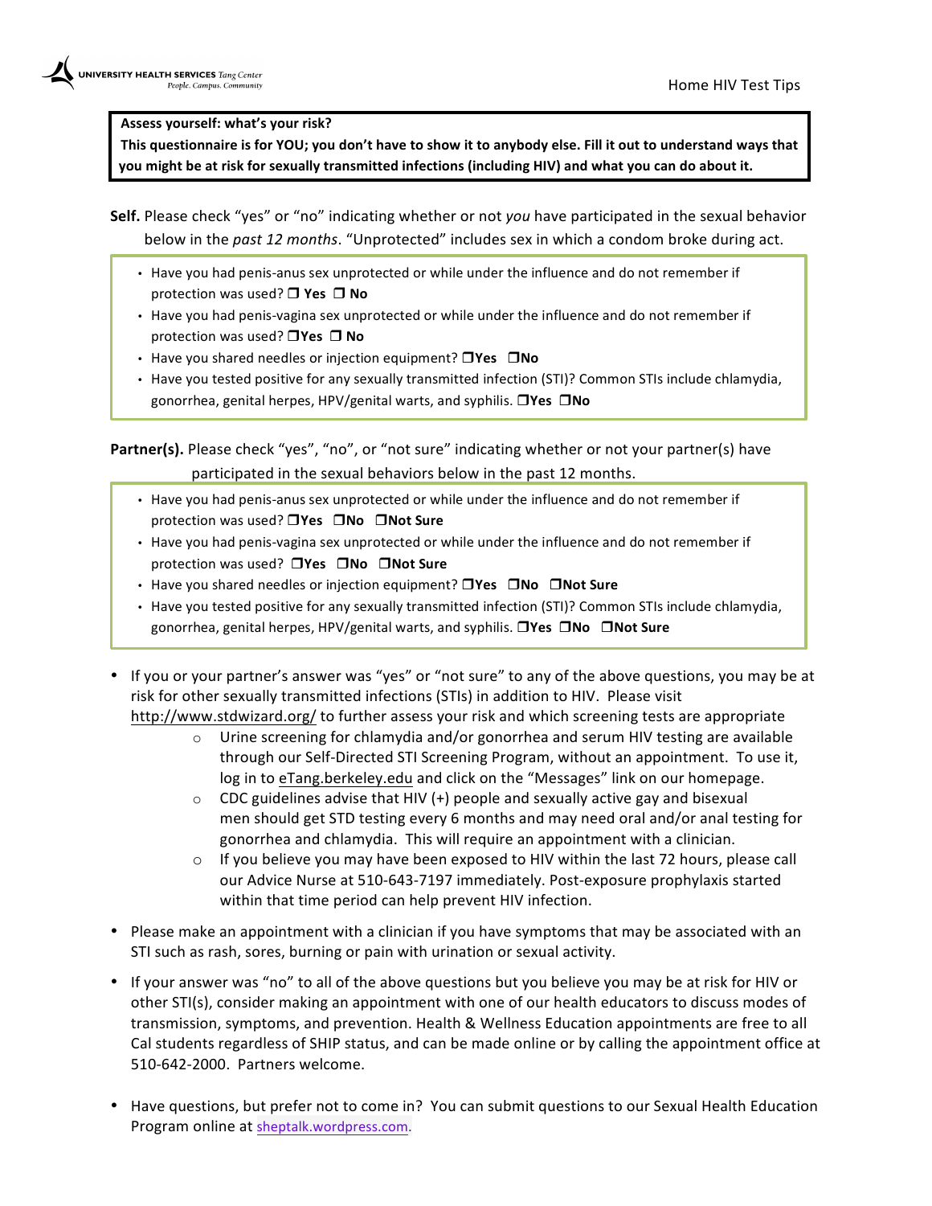**Assess yourself: what's your risk?**

**This questionnaire is for YOU; you don't have to show it to anybody else. Fill it out to understand ways that you might be at risk for sexually transmitted infections (including HIV) and what you can do about it.**

**Self.** Please check "yes" or "no" indicating whether or not *you* have participated in the sexual behavior below in the *past 12 months*. "Unprotected" includes sex in which a condom broke during act.

- Have you had penis-anus sex unprotected or while under the influence and do not remember if protection was used? ❒ **Yes** ❒ **No**
- Have you had penis-vagina sex unprotected or while under the influence and do not remember if protection was used? ❒**Yes** ❒ **No**
- Have you shared needles or injection equipment? ❒**Yes** ❒**No**
- Have you tested positive for any sexually transmitted infection (STI)? Common STIs include chlamydia, gonorrhea, genital herpes, HPV/genital warts, and syphilis. ❒**Yes** ❒**No**

**Partner(s).** Please check "yes", "no", or "not sure" indicating whether or not your partner(s) have participated in the sexual behaviors below in the past 12 months.

- Have you had penis-anus sex unprotected or while under the influence and do not remember if protection was used? ❒**Yes** ❒**No** ❒**Not Sure**
- Have you had penis-vagina sex unprotected or while under the influence and do not remember if protection was used? ❒**Yes** ❒**No** ❒**Not Sure**
- Have you shared needles or injection equipment? ❒**Yes** ❒**No** ❒**Not Sure**
- Have you tested positive for any sexually transmitted infection (STI)? Common STIs include chlamydia, gonorrhea, genital herpes, HPV/genital warts, and syphilis. ❒**Yes** ❒**No** ❒**Not Sure**

- If you or your partner's answer was "yes" or "not sure" to any of the above questions, you may be at risk for other sexually transmitted infections (STIs) in addition to HIV. Please visit http://www.stdwizard.org/ to further assess your risk and which screening tests are appropriate
  - Urine screening for chlamydia and/or gonorrhea and serum HIV testing are available through our Self-Directed STI Screening Program, without an appointment. To use it, log in to eTang.berkeley.edu and click on the "Messages" link on our homepage.
  - CDC guidelines advise that HIV (+) people and sexually active gay and bisexual men should get STD testing every 6 months and may need oral and/or anal testing for gonorrhea and chlamydia. This will require an appointment with a clinician.
  - If you believe you may have been exposed to HIV within the last 72 hours, please call our Advice Nurse at 510-643-7197 immediately. Post-exposure prophylaxis started within that time period can help prevent HIV infection.
- Please make an appointment with a clinician if you have symptoms that may be associated with an STI such as rash, sores, burning or pain with urination or sexual activity.
- If your answer was "no" to all of the above questions but you believe you may be at risk for HIV or other STI(s), consider making an appointment with one of our health educators to discuss modes of transmission, symptoms, and prevention. Health & Wellness Education appointments are free to all Cal students regardless of SHIP status, and can be made online or by calling the appointment office at 510-642-2000. Partners welcome.
- Have questions, but prefer not to come in? You can submit questions to our Sexual Health Education Program online at sheptalk.wordpress.com.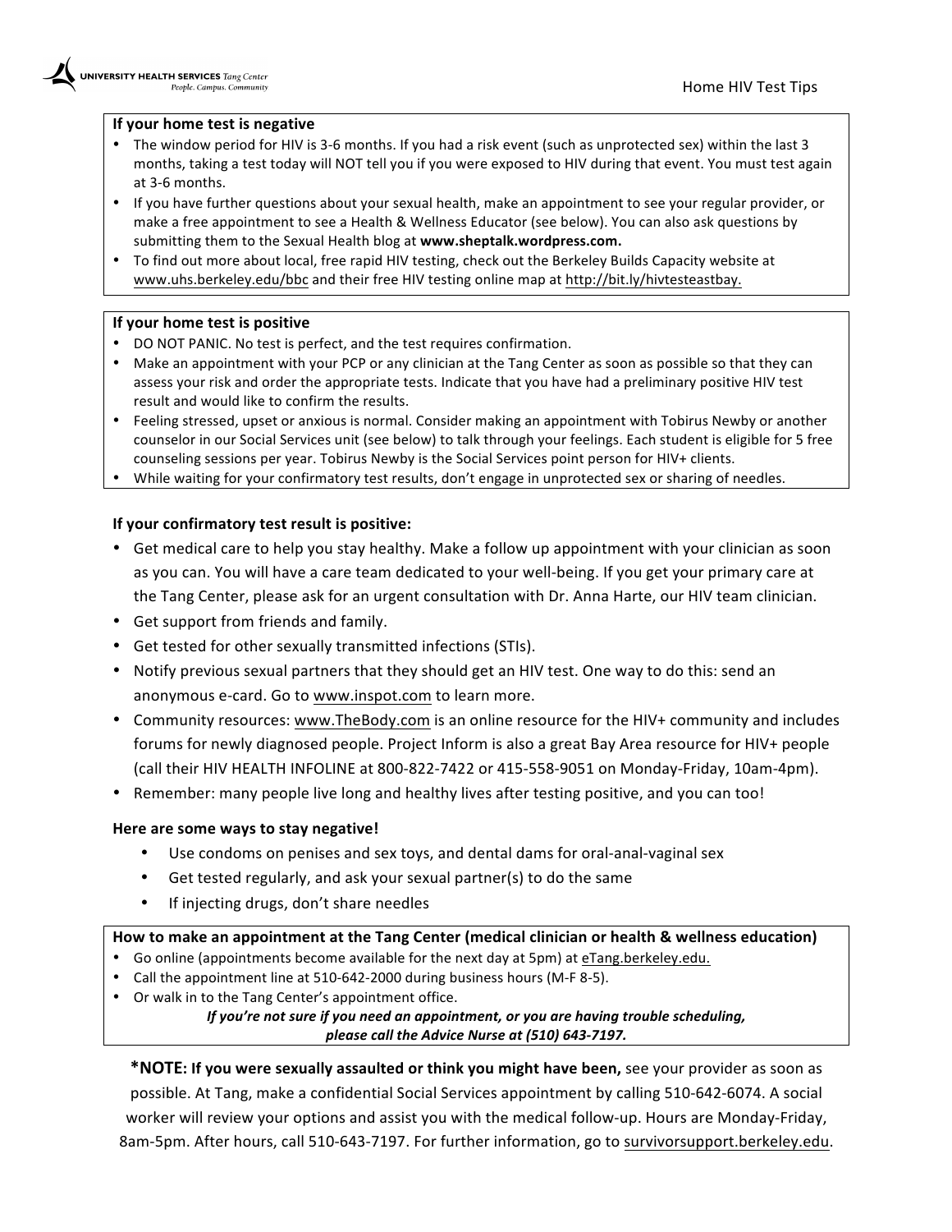## If your home test is negative

- The window period for HIV is 3-6 months. If you had a risk event (such as unprotected sex) within the last 3 months, taking a test today will NOT tell you if you were exposed to HIV during that event. You must test again at 3-6 months.
- If you have further questions about your sexual health, make an appointment to see your regular provider, or make a free appointment to see a Health & Wellness Educator (see below). You can also ask questions by submitting them to the Sexual Health blog at **www.sheptalk.wordpress.com.**
- To find out more about local, free rapid HIV testing, check out the Berkeley Builds Capacity website at www.uhs.berkeley.edu/bbc and their free HIV testing online map at http://bit.ly/hivtesteastbay.

## If your home test is positive

- DO NOT PANIC. No test is perfect, and the test requires confirmation.
- Make an appointment with your PCP or any clinician at the Tang Center as soon as possible so that they can assess your risk and order the appropriate tests. Indicate that you have had a preliminary positive HIV test result and would like to confirm the results.
- Feeling stressed, upset or anxious is normal. Consider making an appointment with Tobirus Newby or another counselor in our Social Services unit (see below) to talk through your feelings. Each student is eligible for 5 free counseling sessions per year. Tobirus Newby is the Social Services point person for HIV+ clients.
- While waiting for your confirmatory test results, don't engage in unprotected sex or sharing of needles.

## If your confirmatory test result is positive:

- Get medical care to help you stay healthy. Make a follow up appointment with your clinician as soon as you can. You will have a care team dedicated to your well-being. If you get your primary care at the Tang Center, please ask for an urgent consultation with Dr. Anna Harte, our HIV team clinician.
- Get support from friends and family.
- Get tested for other sexually transmitted infections (STIs).
- Notify previous sexual partners that they should get an HIV test. One way to do this: send an anonymous e-card. Go to www.inspot.com to learn more.
- Community resources: www.TheBody.com is an online resource for the HIV+ community and includes forums for newly diagnosed people. Project Inform is also a great Bay Area resource for HIV+ people (call their HIV HEALTH INFOLINE at 800-822-7422 or 415-558-9051 on Monday-Friday, 10am-4pm).
- Remember: many people live long and healthy lives after testing positive, and you can too!

## Here are some ways to stay negative!

- Use condoms on penises and sex toys, and dental dams for oral-anal-vaginal sex
- Get tested regularly, and ask your sexual partner(s) to do the same
- If injecting drugs, don't share needles

## How to make an appointment at the Tang Center (medical clinician or health & wellness education)

- Go online (appointments become available for the next day at 5pm) at eTang.berkeley.edu.
- Call the appointment line at 510-642-2000 during business hours (M-F 8-5).
- Or walk in to the Tang Center's appointment office.

***If you're not sure if you need an appointment, or you are having trouble scheduling, please call the Advice Nurse at (510) 643-7197.***

**\*NOTE: If you were sexually assaulted or think you might have been,** see your provider as soon as possible. At Tang, make a confidential Social Services appointment by calling 510-642-6074. A social worker will review your options and assist you with the medical follow-up. Hours are Monday-Friday, 8am-5pm. After hours, call 510-643-7197. For further information, go to survivorsupport.berkeley.edu.